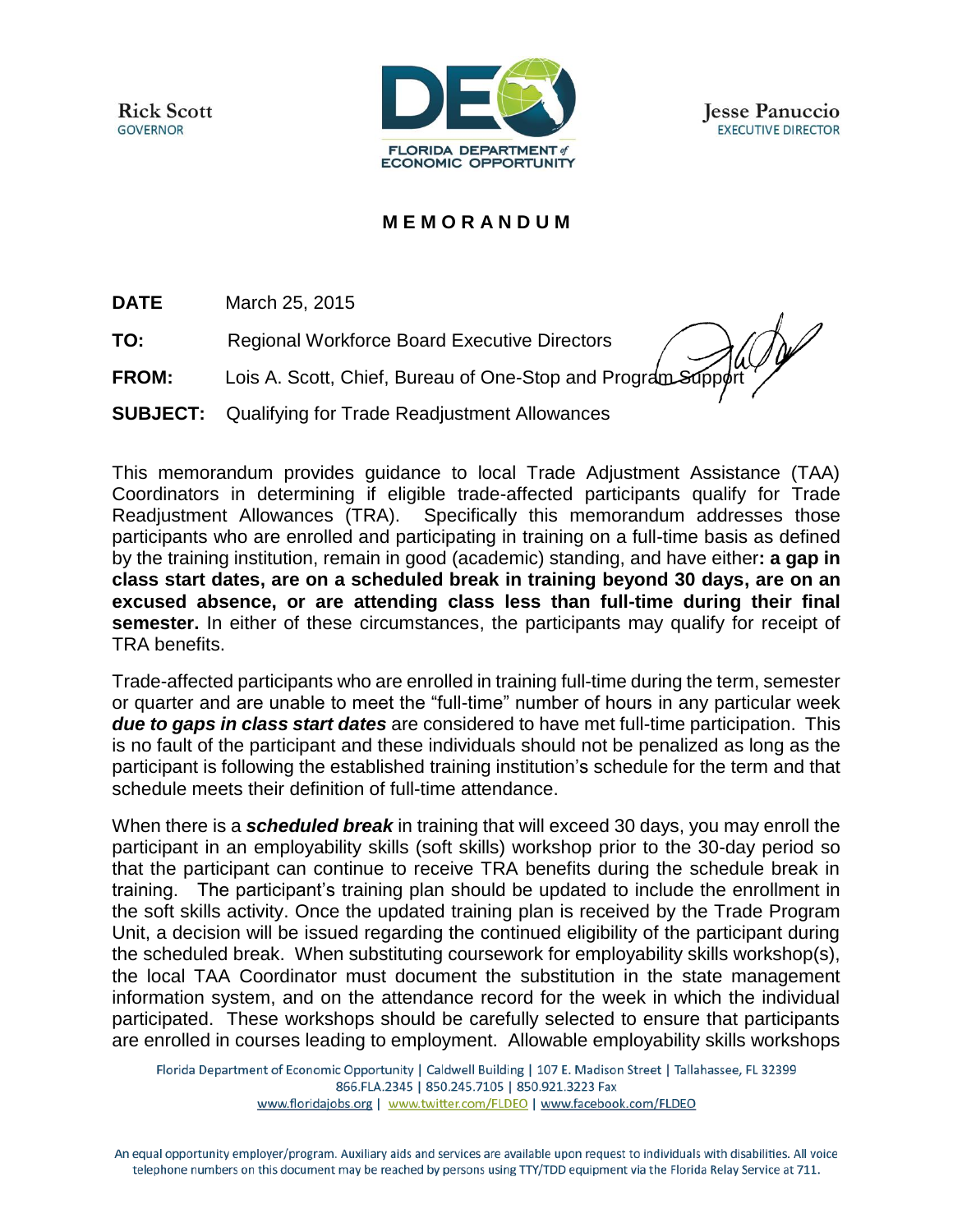Rick Scott
GOVERNOR

FLORIDA DEPARTMENT of ECONOMIC OPPORTUNITY

Jesse Panuccio
EXECUTIVE DIRECTOR

## MEMORANDUM

**DATE** March 25, 2015

**TO:** Regional Workforce Board Executive Directors

**FROM:** Lois A. Scott, Chief, Bureau of One-Stop and Program Support

**SUBJECT:** Qualifying for Trade Readjustment Allowances

This memorandum provides guidance to local Trade Adjustment Assistance (TAA) Coordinators in determining if eligible trade-affected participants qualify for Trade Readjustment Allowances (TRA). Specifically this memorandum addresses those participants who are enrolled and participating in training on a full-time basis as defined by the training institution, remain in good (academic) standing, and have either**: a gap in class start dates, are on a scheduled break in training beyond 30 days, are on an excused absence, or are attending class less than full-time during their final semester.** In either of these circumstances, the participants may qualify for receipt of TRA benefits.

Trade-affected participants who are enrolled in training full-time during the term, semester or quarter and are unable to meet the "full-time" number of hours in any particular week ***due to gaps in class start dates*** are considered to have met full-time participation. This is no fault of the participant and these individuals should not be penalized as long as the participant is following the established training institution's schedule for the term and that schedule meets their definition of full-time attendance.

When there is a ***scheduled break*** in training that will exceed 30 days, you may enroll the participant in an employability skills (soft skills) workshop prior to the 30-day period so that the participant can continue to receive TRA benefits during the schedule break in training. The participant's training plan should be updated to include the enrollment in the soft skills activity. Once the updated training plan is received by the Trade Program Unit, a decision will be issued regarding the continued eligibility of the participant during the scheduled break. When substituting coursework for employability skills workshop(s), the local TAA Coordinator must document the substitution in the state management information system, and on the attendance record for the week in which the individual participated. These workshops should be carefully selected to ensure that participants are enrolled in courses leading to employment. Allowable employability skills workshops

Florida Department of Economic Opportunity | Caldwell Building | 107 E. Madison Street | Tallahassee, FL 32399
866.FLA.2345 | 850.245.7105 | 850.921.3223 Fax
www.floridajobs.org | www.twitter.com/FLDEO | www.facebook.com/FLDEO

An equal opportunity employer/program. Auxiliary aids and services are available upon request to individuals with disabilities. All voice telephone numbers on this document may be reached by persons using TTY/TDD equipment via the Florida Relay Service at 711.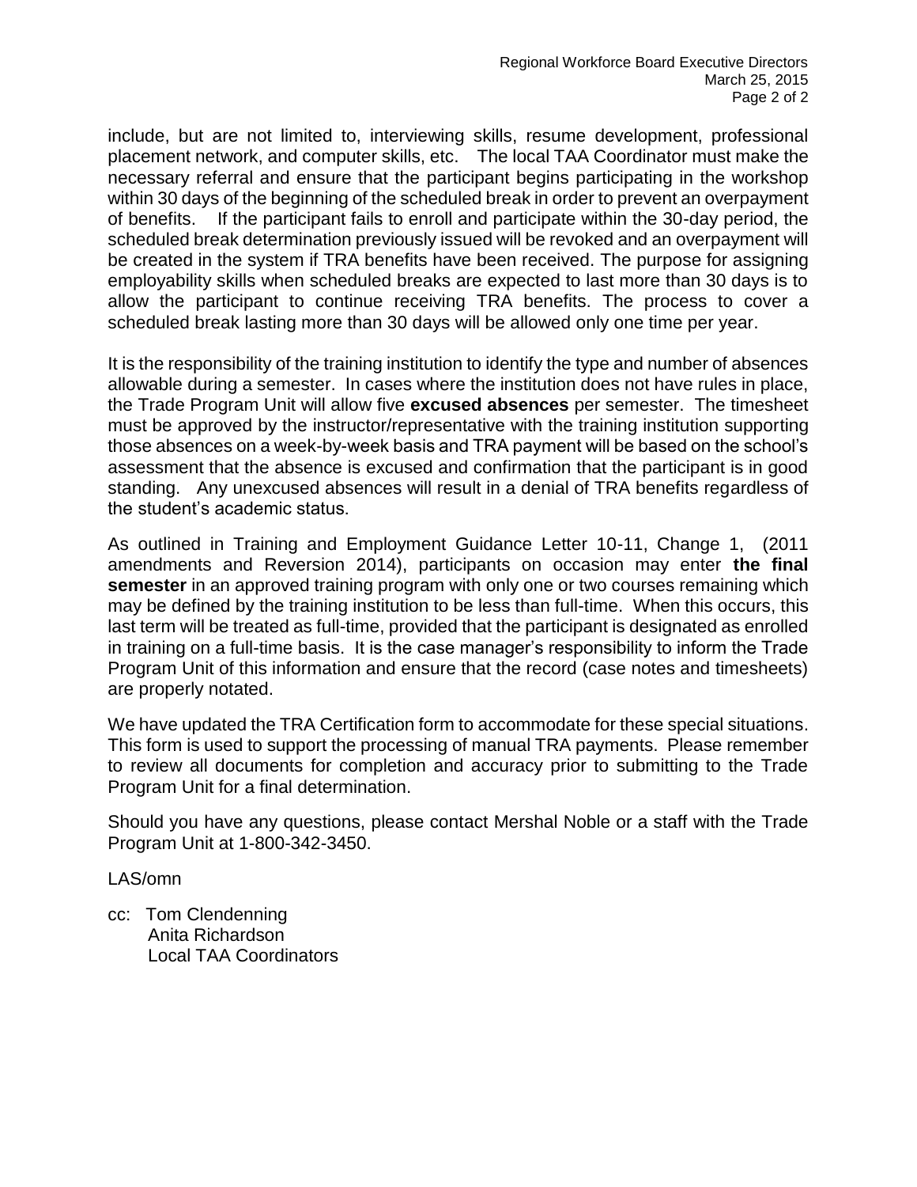include, but are not limited to, interviewing skills, resume development, professional placement network, and computer skills, etc. The local TAA Coordinator must make the necessary referral and ensure that the participant begins participating in the workshop within 30 days of the beginning of the scheduled break in order to prevent an overpayment of benefits. If the participant fails to enroll and participate within the 30-day period, the scheduled break determination previously issued will be revoked and an overpayment will be created in the system if TRA benefits have been received. The purpose for assigning employability skills when scheduled breaks are expected to last more than 30 days is to allow the participant to continue receiving TRA benefits. The process to cover a scheduled break lasting more than 30 days will be allowed only one time per year.

It is the responsibility of the training institution to identify the type and number of absences allowable during a semester. In cases where the institution does not have rules in place, the Trade Program Unit will allow five **excused absences** per semester. The timesheet must be approved by the instructor/representative with the training institution supporting those absences on a week-by-week basis and TRA payment will be based on the school's assessment that the absence is excused and confirmation that the participant is in good standing. Any unexcused absences will result in a denial of TRA benefits regardless of the student's academic status.

As outlined in Training and Employment Guidance Letter 10-11, Change 1, (2011 amendments and Reversion 2014), participants on occasion may enter **the final semester** in an approved training program with only one or two courses remaining which may be defined by the training institution to be less than full-time. When this occurs, this last term will be treated as full-time, provided that the participant is designated as enrolled in training on a full-time basis. It is the case manager's responsibility to inform the Trade Program Unit of this information and ensure that the record (case notes and timesheets) are properly notated.

We have updated the TRA Certification form to accommodate for these special situations. This form is used to support the processing of manual TRA payments. Please remember to review all documents for completion and accuracy prior to submitting to the Trade Program Unit for a final determination.

Should you have any questions, please contact Mershal Noble or a staff with the Trade Program Unit at 1-800-342-3450.

LAS/omn

cc: Tom Clendenning
Anita Richardson
Local TAA Coordinators